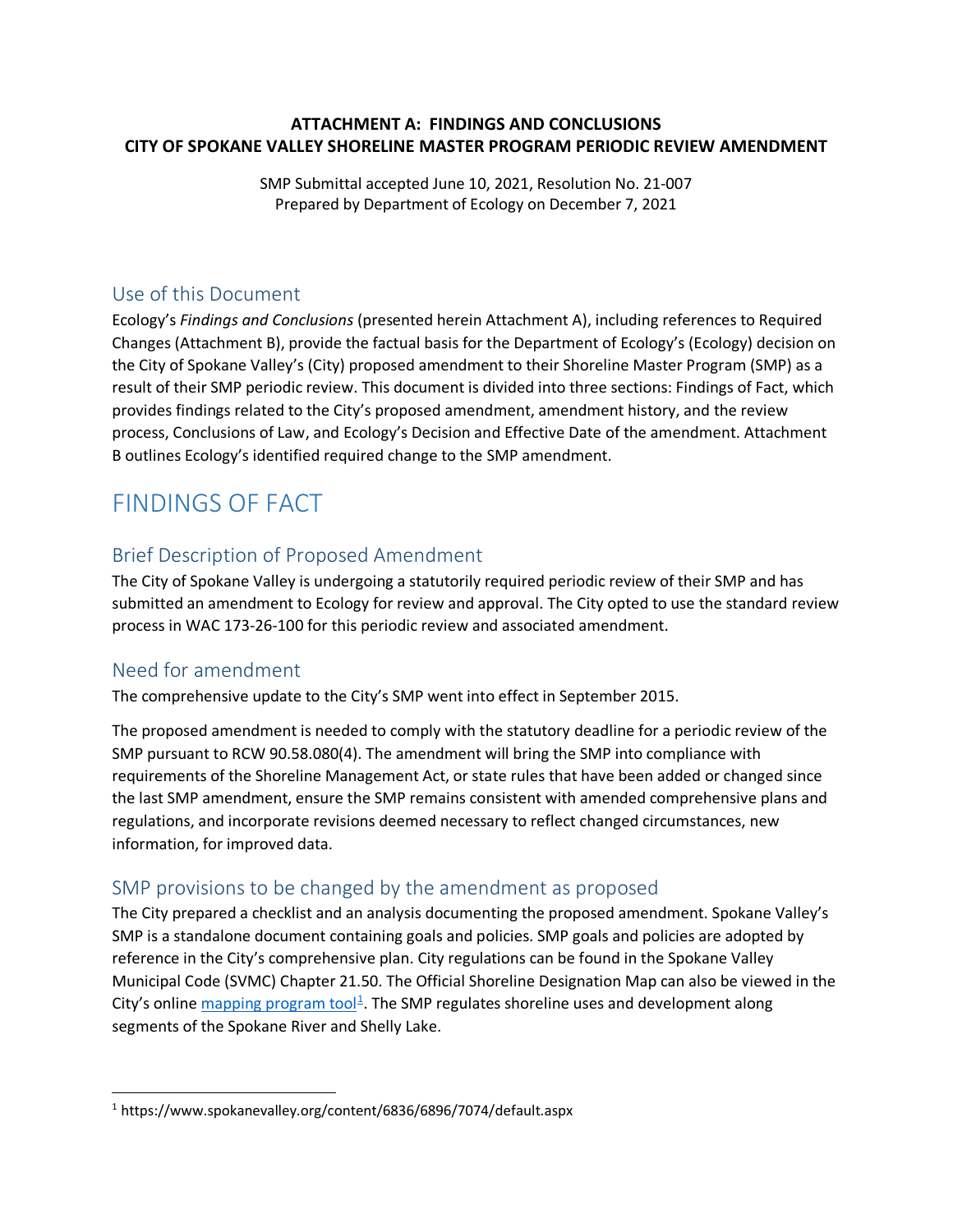**ATTACHMENT A: FINDINGS AND CONCLUSIONS**
**CITY OF SPOKANE VALLEY SHORELINE MASTER PROGRAM PERIODIC REVIEW AMENDMENT**

SMP Submittal accepted June 10, 2021, Resolution No. 21-007
Prepared by Department of Ecology on December 7, 2021

## Use of this Document

Ecology's *Findings and Conclusions* (presented herein Attachment A), including references to Required Changes (Attachment B), provide the factual basis for the Department of Ecology's (Ecology) decision on the City of Spokane Valley's (City) proposed amendment to their Shoreline Master Program (SMP) as a result of their SMP periodic review. This document is divided into three sections: Findings of Fact, which provides findings related to the City's proposed amendment, amendment history, and the review process, Conclusions of Law, and Ecology's Decision and Effective Date of the amendment. Attachment B outlines Ecology's identified required change to the SMP amendment.

# FINDINGS OF FACT

## Brief Description of Proposed Amendment

The City of Spokane Valley is undergoing a statutorily required periodic review of their SMP and has submitted an amendment to Ecology for review and approval. The City opted to use the standard review process in WAC 173-26-100 for this periodic review and associated amendment.

## Need for amendment

The comprehensive update to the City's SMP went into effect in September 2015.

The proposed amendment is needed to comply with the statutory deadline for a periodic review of the SMP pursuant to RCW 90.58.080(4). The amendment will bring the SMP into compliance with requirements of the Shoreline Management Act, or state rules that have been added or changed since the last SMP amendment, ensure the SMP remains consistent with amended comprehensive plans and regulations, and incorporate revisions deemed necessary to reflect changed circumstances, new information, for improved data.

## SMP provisions to be changed by the amendment as proposed

The City prepared a checklist and an analysis documenting the proposed amendment. Spokane Valley's SMP is a standalone document containing goals and policies. SMP goals and policies are adopted by reference in the City's comprehensive plan. City regulations can be found in the Spokane Valley Municipal Code (SVMC) Chapter 21.50. The Official Shoreline Designation Map can also be viewed in the City's online mapping program tool[1]. The SMP regulates shoreline uses and development along segments of the Spokane River and Shelly Lake.

[1] https://www.spokanevalley.org/content/6836/6896/7074/default.aspx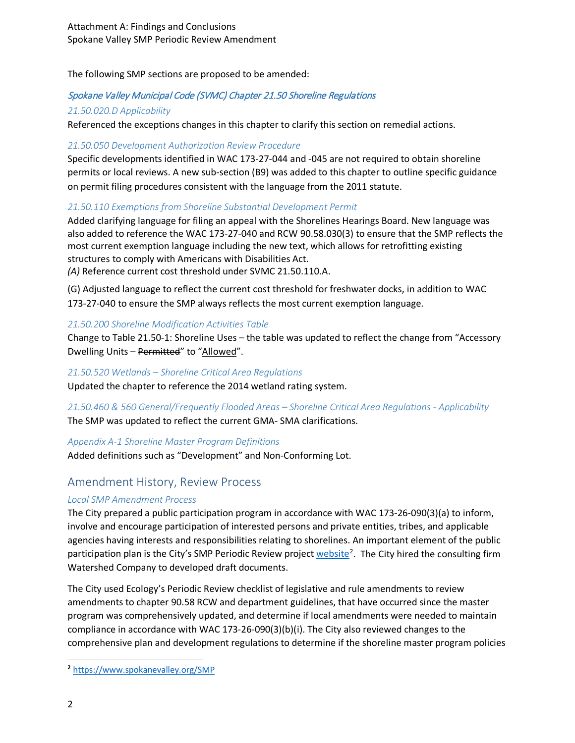The following SMP sections are proposed to be amended:

### *Spokane Valley Municipal Code (SVMC) Chapter 21.50 Shoreline Regulations*

#### *21.50.020.D Applicability*

Referenced the exceptions changes in this chapter to clarify this section on remedial actions.

#### *21.50.050 Development Authorization Review Procedure*

Specific developments identified in WAC 173-27-044 and -045 are not required to obtain shoreline permits or local reviews. A new sub-section (B9) was added to this chapter to outline specific guidance on permit filing procedures consistent with the language from the 2011 statute.

#### *21.50.110 Exemptions from Shoreline Substantial Development Permit*

Added clarifying language for filing an appeal with the Shorelines Hearings Board. New language was also added to reference the WAC 173-27-040 and RCW 90.58.030(3) to ensure that the SMP reflects the most current exemption language including the new text, which allows for retrofitting existing structures to comply with Americans with Disabilities Act.
*(A)* Reference current cost threshold under SVMC 21.50.110.A.

(G) Adjusted language to reflect the current cost threshold for freshwater docks, in addition to WAC 173-27-040 to ensure the SMP always reflects the most current exemption language.

#### *21.50.200 Shoreline Modification Activities Table*

Change to Table 21.50-1: Shoreline Uses – the table was updated to reflect the change from "Accessory Dwelling Units – ~~Permitted~~" to "<u>Allowed</u>".

#### *21.50.520 Wetlands – Shoreline Critical Area Regulations*

Updated the chapter to reference the 2014 wetland rating system.

#### *21.50.460 & 560 General/Frequently Flooded Areas – Shoreline Critical Area Regulations - Applicability*

The SMP was updated to reflect the current GMA- SMA clarifications.

#### *Appendix A-1 Shoreline Master Program Definitions*

Added definitions such as "Development" and Non-Conforming Lot.

## Amendment History, Review Process

#### *Local SMP Amendment Process*

The City prepared a public participation program in accordance with WAC 173-26-090(3)(a) to inform, involve and encourage participation of interested persons and private entities, tribes, and applicable agencies having interests and responsibilities relating to shorelines. An important element of the public participation plan is the City's SMP Periodic Review project website[2]. The City hired the consulting firm Watershed Company to developed draft documents.

The City used Ecology's Periodic Review checklist of legislative and rule amendments to review amendments to chapter 90.58 RCW and department guidelines, that have occurred since the master program was comprehensively updated, and determine if local amendments were needed to maintain compliance in accordance with WAC 173-26-090(3)(b)(i). The City also reviewed changes to the comprehensive plan and development regulations to determine if the shoreline master program policies

---

[2] https://www.spokanevalley.org/SMP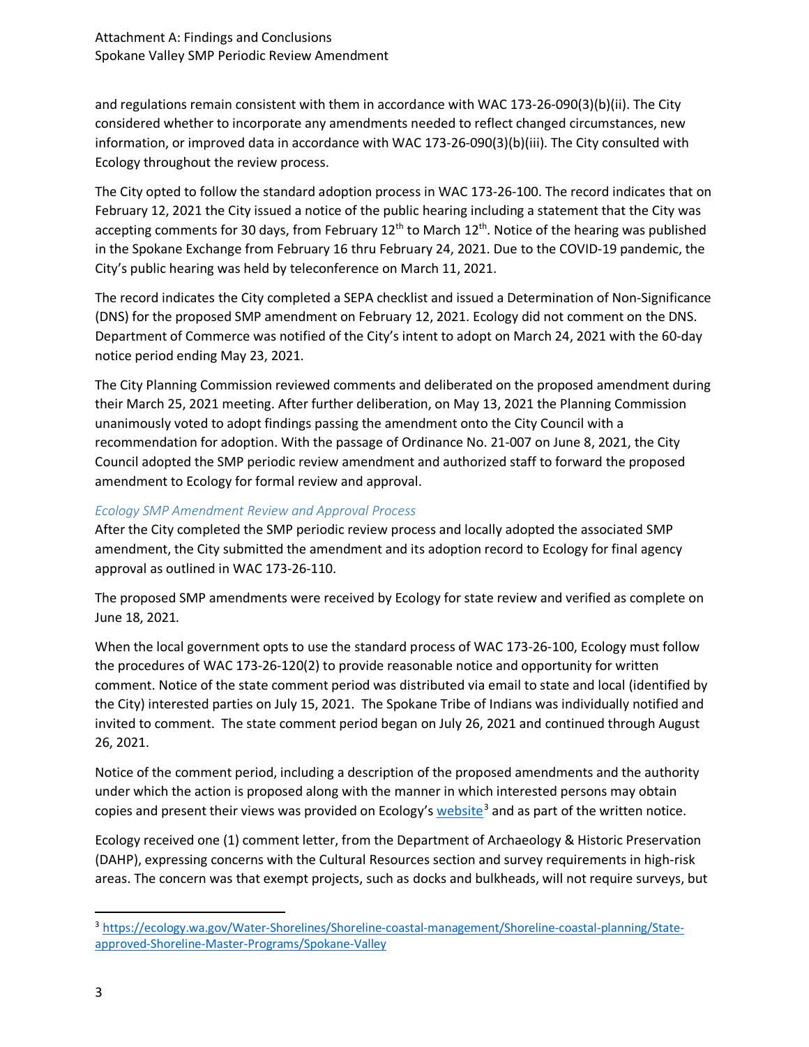and regulations remain consistent with them in accordance with WAC 173-26-090(3)(b)(ii). The City considered whether to incorporate any amendments needed to reflect changed circumstances, new information, or improved data in accordance with WAC 173-26-090(3)(b)(iii). The City consulted with Ecology throughout the review process.

The City opted to follow the standard adoption process in WAC 173-26-100. The record indicates that on February 12, 2021 the City issued a notice of the public hearing including a statement that the City was accepting comments for 30 days, from February 12th to March 12th. Notice of the hearing was published in the Spokane Exchange from February 16 thru February 24, 2021. Due to the COVID-19 pandemic, the City's public hearing was held by teleconference on March 11, 2021.

The record indicates the City completed a SEPA checklist and issued a Determination of Non-Significance (DNS) for the proposed SMP amendment on February 12, 2021. Ecology did not comment on the DNS. Department of Commerce was notified of the City's intent to adopt on March 24, 2021 with the 60-day notice period ending May 23, 2021.

The City Planning Commission reviewed comments and deliberated on the proposed amendment during their March 25, 2021 meeting. After further deliberation, on May 13, 2021 the Planning Commission unanimously voted to adopt findings passing the amendment onto the City Council with a recommendation for adoption. With the passage of Ordinance No. 21-007 on June 8, 2021, the City Council adopted the SMP periodic review amendment and authorized staff to forward the proposed amendment to Ecology for formal review and approval.

### *Ecology SMP Amendment Review and Approval Process*

After the City completed the SMP periodic review process and locally adopted the associated SMP amendment, the City submitted the amendment and its adoption record to Ecology for final agency approval as outlined in WAC 173-26-110.

The proposed SMP amendments were received by Ecology for state review and verified as complete on June 18, 2021*.*

When the local government opts to use the standard process of WAC 173-26-100, Ecology must follow the procedures of WAC 173-26-120(2) to provide reasonable notice and opportunity for written comment. Notice of the state comment period was distributed via email to state and local (identified by the City) interested parties on July 15, 2021. The Spokane Tribe of Indians was individually notified and invited to comment. The state comment period began on July 26, 2021 and continued through August 26, 2021.

Notice of the comment period, including a description of the proposed amendments and the authority under which the action is proposed along with the manner in which interested persons may obtain copies and present their views was provided on Ecology's website[3] and as part of the written notice.

Ecology received one (1) comment letter, from the Department of Archaeology & Historic Preservation (DAHP), expressing concerns with the Cultural Resources section and survey requirements in high-risk areas. The concern was that exempt projects, such as docks and bulkheads, will not require surveys, but

[3] https://ecology.wa.gov/Water-Shorelines/Shoreline-coastal-management/Shoreline-coastal-planning/State-approved-Shoreline-Master-Programs/Spokane-Valley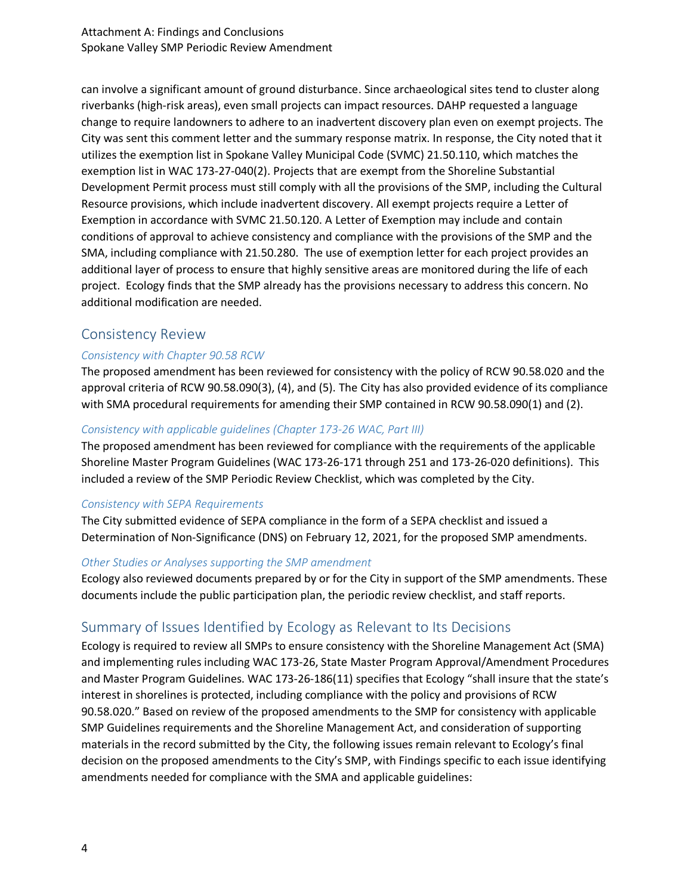can involve a significant amount of ground disturbance. Since archaeological sites tend to cluster along riverbanks (high-risk areas), even small projects can impact resources. DAHP requested a language change to require landowners to adhere to an inadvertent discovery plan even on exempt projects. The City was sent this comment letter and the summary response matrix. In response, the City noted that it utilizes the exemption list in Spokane Valley Municipal Code (SVMC) 21.50.110, which matches the exemption list in WAC 173-27-040(2). Projects that are exempt from the Shoreline Substantial Development Permit process must still comply with all the provisions of the SMP, including the Cultural Resource provisions, which include inadvertent discovery. All exempt projects require a Letter of Exemption in accordance with SVMC 21.50.120. A Letter of Exemption may include and contain conditions of approval to achieve consistency and compliance with the provisions of the SMP and the SMA, including compliance with 21.50.280. The use of exemption letter for each project provides an additional layer of process to ensure that highly sensitive areas are monitored during the life of each project. Ecology finds that the SMP already has the provisions necessary to address this concern. No additional modification are needed.

## Consistency Review

### *Consistency with Chapter 90.58 RCW*

The proposed amendment has been reviewed for consistency with the policy of RCW 90.58.020 and the approval criteria of RCW 90.58.090(3), (4), and (5). The City has also provided evidence of its compliance with SMA procedural requirements for amending their SMP contained in RCW 90.58.090(1) and (2).

### *Consistency with applicable guidelines (Chapter 173-26 WAC, Part III)*

The proposed amendment has been reviewed for compliance with the requirements of the applicable Shoreline Master Program Guidelines (WAC 173-26-171 through 251 and 173-26-020 definitions). This included a review of the SMP Periodic Review Checklist, which was completed by the City.

### *Consistency with SEPA Requirements*

The City submitted evidence of SEPA compliance in the form of a SEPA checklist and issued a Determination of Non-Significance (DNS) on February 12, 2021, for the proposed SMP amendments.

### *Other Studies or Analyses supporting the SMP amendment*

Ecology also reviewed documents prepared by or for the City in support of the SMP amendments. These documents include the public participation plan, the periodic review checklist, and staff reports.

## Summary of Issues Identified by Ecology as Relevant to Its Decisions

Ecology is required to review all SMPs to ensure consistency with the Shoreline Management Act (SMA) and implementing rules including WAC 173-26, State Master Program Approval/Amendment Procedures and Master Program Guidelines. WAC 173-26-186(11) specifies that Ecology "shall insure that the state's interest in shorelines is protected, including compliance with the policy and provisions of RCW 90.58.020." Based on review of the proposed amendments to the SMP for consistency with applicable SMP Guidelines requirements and the Shoreline Management Act, and consideration of supporting materials in the record submitted by the City, the following issues remain relevant to Ecology's final decision on the proposed amendments to the City's SMP, with Findings specific to each issue identifying amendments needed for compliance with the SMA and applicable guidelines: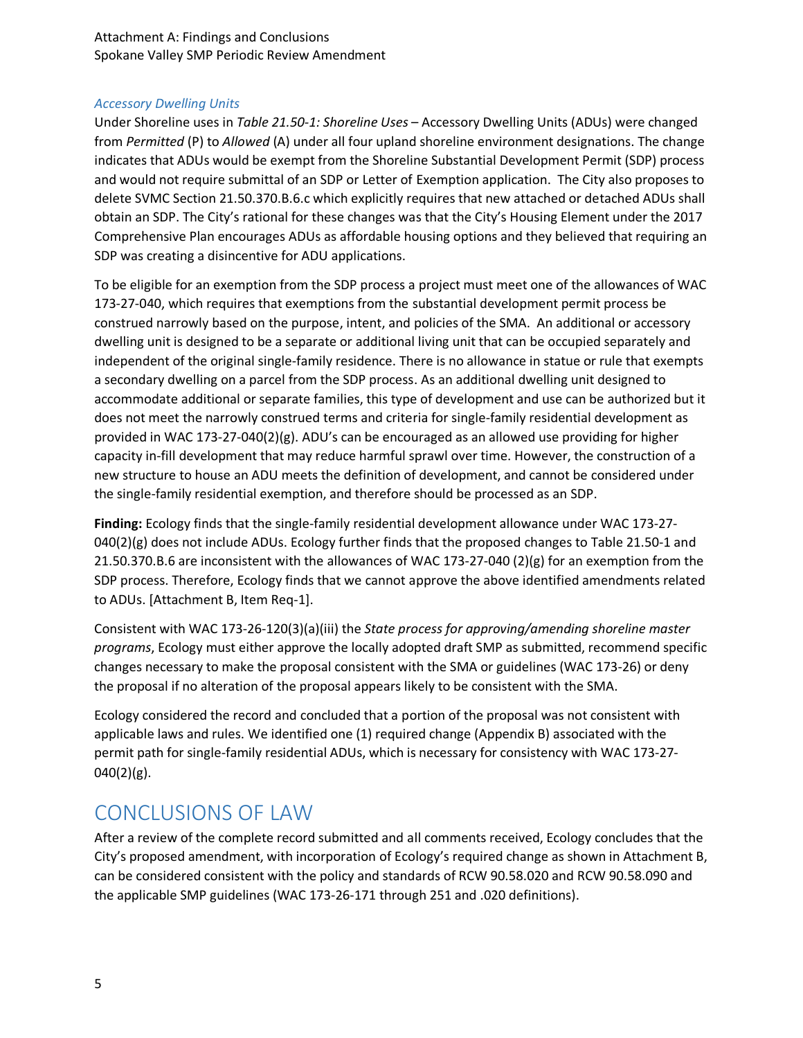### *Accessory Dwelling Units*

Under Shoreline uses in *Table 21.50-1: Shoreline Uses* – Accessory Dwelling Units (ADUs) were changed from *Permitted* (P) to *Allowed* (A) under all four upland shoreline environment designations. The change indicates that ADUs would be exempt from the Shoreline Substantial Development Permit (SDP) process and would not require submittal of an SDP or Letter of Exemption application. The City also proposes to delete SVMC Section 21.50.370.B.6.c which explicitly requires that new attached or detached ADUs shall obtain an SDP. The City's rational for these changes was that the City's Housing Element under the 2017 Comprehensive Plan encourages ADUs as affordable housing options and they believed that requiring an SDP was creating a disincentive for ADU applications.

To be eligible for an exemption from the SDP process a project must meet one of the allowances of WAC 173-27-040, which requires that exemptions from the substantial development permit process be construed narrowly based on the purpose, intent, and policies of the SMA. An additional or accessory dwelling unit is designed to be a separate or additional living unit that can be occupied separately and independent of the original single-family residence. There is no allowance in statue or rule that exempts a secondary dwelling on a parcel from the SDP process. As an additional dwelling unit designed to accommodate additional or separate families, this type of development and use can be authorized but it does not meet the narrowly construed terms and criteria for single-family residential development as provided in WAC 173-27-040(2)(g). ADU's can be encouraged as an allowed use providing for higher capacity in-fill development that may reduce harmful sprawl over time. However, the construction of a new structure to house an ADU meets the definition of development, and cannot be considered under the single-family residential exemption, and therefore should be processed as an SDP.

**Finding:** Ecology finds that the single-family residential development allowance under WAC 173-27-040(2)(g) does not include ADUs. Ecology further finds that the proposed changes to Table 21.50-1 and 21.50.370.B.6 are inconsistent with the allowances of WAC 173-27-040 (2)(g) for an exemption from the SDP process. Therefore, Ecology finds that we cannot approve the above identified amendments related to ADUs. [Attachment B, Item Req-1].

Consistent with WAC 173-26-120(3)(a)(iii) the *State process for approving/amending shoreline master programs*, Ecology must either approve the locally adopted draft SMP as submitted, recommend specific changes necessary to make the proposal consistent with the SMA or guidelines (WAC 173-26) or deny the proposal if no alteration of the proposal appears likely to be consistent with the SMA.

Ecology considered the record and concluded that a portion of the proposal was not consistent with applicable laws and rules. We identified one (1) required change (Appendix B) associated with the permit path for single-family residential ADUs, which is necessary for consistency with WAC 173-27-040(2)(g).

## CONCLUSIONS OF LAW

After a review of the complete record submitted and all comments received, Ecology concludes that the City's proposed amendment, with incorporation of Ecology's required change as shown in Attachment B, can be considered consistent with the policy and standards of RCW 90.58.020 and RCW 90.58.090 and the applicable SMP guidelines (WAC 173-26-171 through 251 and .020 definitions).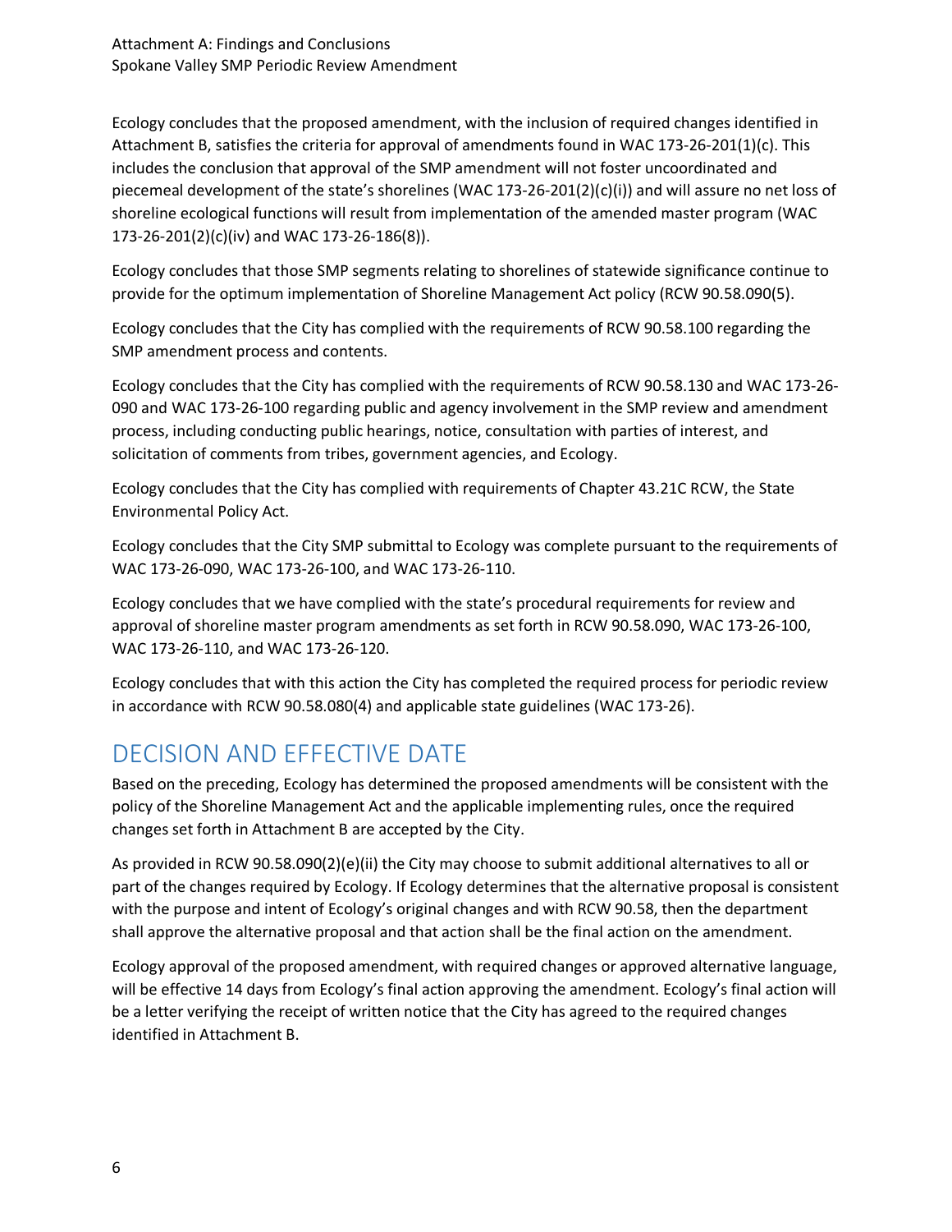Ecology concludes that the proposed amendment, with the inclusion of required changes identified in Attachment B, satisfies the criteria for approval of amendments found in WAC 173-26-201(1)(c). This includes the conclusion that approval of the SMP amendment will not foster uncoordinated and piecemeal development of the state's shorelines (WAC 173-26-201(2)(c)(i)) and will assure no net loss of shoreline ecological functions will result from implementation of the amended master program (WAC 173-26-201(2)(c)(iv) and WAC 173-26-186(8)).

Ecology concludes that those SMP segments relating to shorelines of statewide significance continue to provide for the optimum implementation of Shoreline Management Act policy (RCW 90.58.090(5).

Ecology concludes that the City has complied with the requirements of RCW 90.58.100 regarding the SMP amendment process and contents.

Ecology concludes that the City has complied with the requirements of RCW 90.58.130 and WAC 173-26-090 and WAC 173-26-100 regarding public and agency involvement in the SMP review and amendment process, including conducting public hearings, notice, consultation with parties of interest, and solicitation of comments from tribes, government agencies, and Ecology.

Ecology concludes that the City has complied with requirements of Chapter 43.21C RCW, the State Environmental Policy Act.

Ecology concludes that the City SMP submittal to Ecology was complete pursuant to the requirements of WAC 173-26-090, WAC 173-26-100, and WAC 173-26-110.

Ecology concludes that we have complied with the state's procedural requirements for review and approval of shoreline master program amendments as set forth in RCW 90.58.090, WAC 173-26-100, WAC 173-26-110, and WAC 173-26-120.

Ecology concludes that with this action the City has completed the required process for periodic review in accordance with RCW 90.58.080(4) and applicable state guidelines (WAC 173-26).

## DECISION AND EFFECTIVE DATE

Based on the preceding, Ecology has determined the proposed amendments will be consistent with the policy of the Shoreline Management Act and the applicable implementing rules, once the required changes set forth in Attachment B are accepted by the City.

As provided in RCW 90.58.090(2)(e)(ii) the City may choose to submit additional alternatives to all or part of the changes required by Ecology. If Ecology determines that the alternative proposal is consistent with the purpose and intent of Ecology's original changes and with RCW 90.58, then the department shall approve the alternative proposal and that action shall be the final action on the amendment.

Ecology approval of the proposed amendment, with required changes or approved alternative language, will be effective 14 days from Ecology's final action approving the amendment. Ecology's final action will be a letter verifying the receipt of written notice that the City has agreed to the required changes identified in Attachment B.